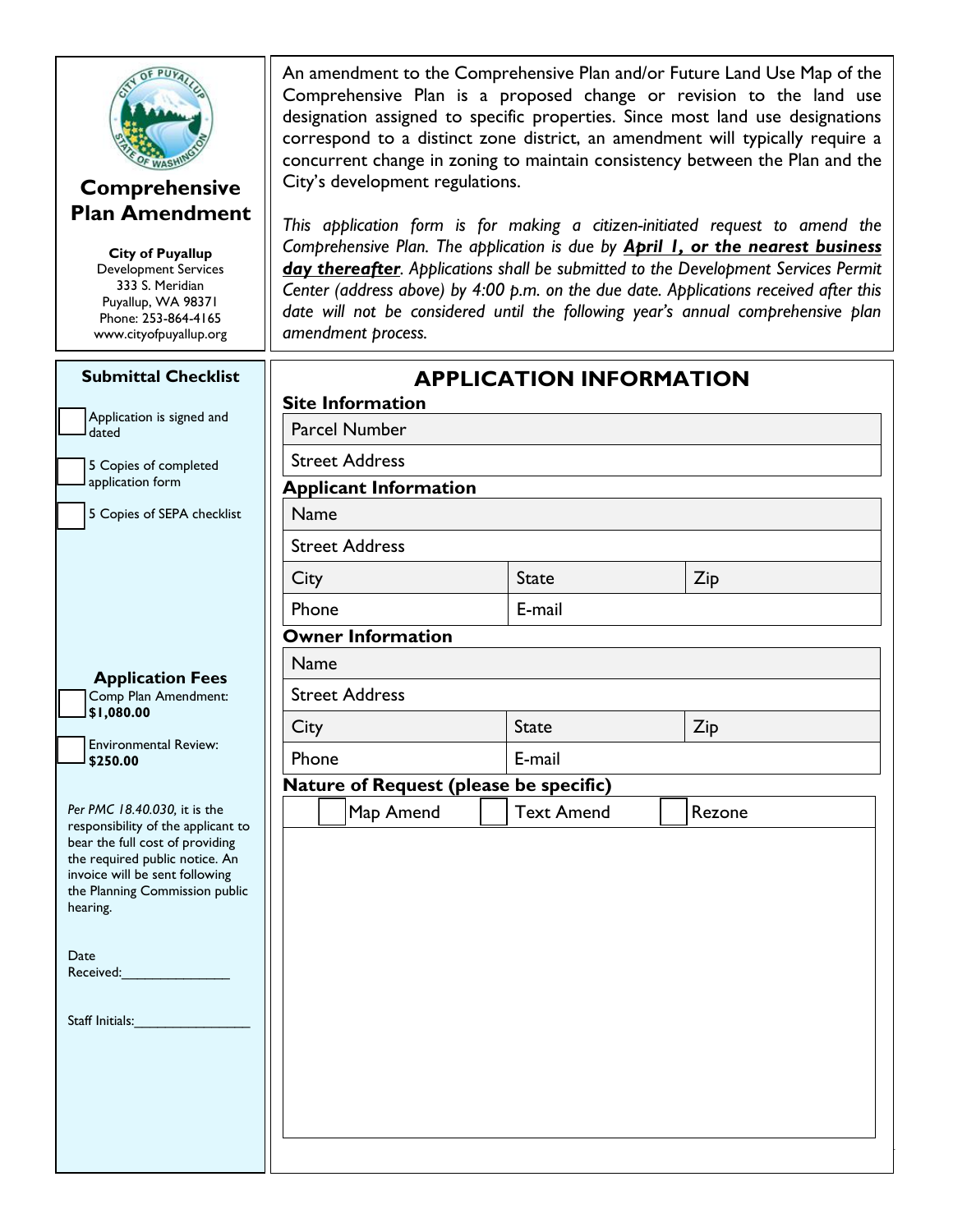# Comprehensive Plan Amendment

**City of Puyallup**
Development Services
333 S. Meridian
Puyallup, WA 98371
Phone: 253-864-4165
www.cityofpuyallup.org

An amendment to the Comprehensive Plan and/or Future Land Use Map of the Comprehensive Plan is a proposed change or revision to the land use designation assigned to specific properties. Since most land use designations correspond to a distinct zone district, an amendment will typically require a concurrent change in zoning to maintain consistency between the Plan and the City's development regulations.

*This application form is for making a citizen-initiated request to amend the Comprehensive Plan. The application is due by* ***April 1, or the nearest business day thereafter****. Applications shall be submitted to the Development Services Permit Center (address above) by 4:00 p.m. on the due date. Applications received after this date will not be considered until the following year's annual comprehensive plan amendment process.*

## Submittal Checklist

- ☐ Application is signed and dated
- ☐ 5 Copies of completed application form
- ☐ 5 Copies of SEPA checklist

## Application Fees

- ☐ Comp Plan Amendment: **$1,080.00**
- ☐ Environmental Review: **$250.00**

*Per PMC 18.40.030,* it is the responsibility of the applicant to bear the full cost of providing the required public notice. An invoice will be sent following the Planning Commission public hearing.

Date Received:_______________

Staff Initials:________________

## APPLICATION INFORMATION

### Site Information

| Parcel Number |
|---|
| Street Address |

### Applicant Information

| Name | | |
|---|---|---|
| Street Address | | |
| City | State | Zip |
| Phone | E-mail | |

### Owner Information

| Name | | |
|---|---|---|
| Street Address | | |
| City | State | Zip |
| Phone | E-mail | |

### Nature of Request (please be specific)

☐ Map Amend ☐ Text Amend ☐ Rezone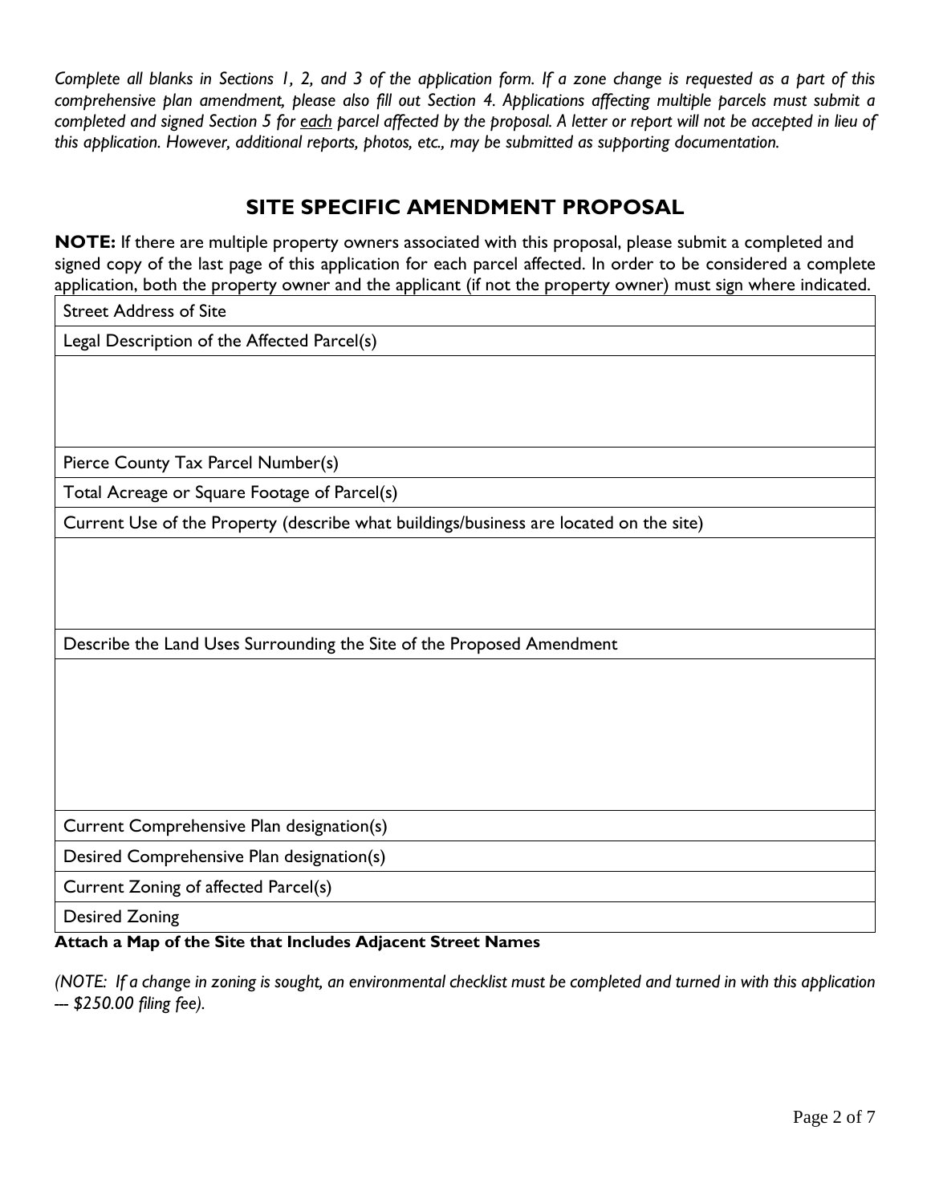*Complete all blanks in Sections 1, 2, and 3 of the application form. If a zone change is requested as a part of this comprehensive plan amendment, please also fill out Section 4. Applications affecting multiple parcels must submit a completed and signed Section 5 for <u>each</u> parcel affected by the proposal. A letter or report will not be accepted in lieu of this application. However, additional reports, photos, etc., may be submitted as supporting documentation.*

## SITE SPECIFIC AMENDMENT PROPOSAL

**NOTE:** If there are multiple property owners associated with this proposal, please submit a completed and signed copy of the last page of this application for each parcel affected. In order to be considered a complete application, both the property owner and the applicant (if not the property owner) must sign where indicated.

| Street Address of Site |
|---|
| Legal Description of the Affected Parcel(s) |
| |
| Pierce County Tax Parcel Number(s) |
| Total Acreage or Square Footage of Parcel(s) |
| Current Use of the Property (describe what buildings/business are located on the site) |
| |
| Describe the Land Uses Surrounding the Site of the Proposed Amendment |
| |
| Current Comprehensive Plan designation(s) |
| Desired Comprehensive Plan designation(s) |
| Current Zoning of affected Parcel(s) |
| Desired Zoning |

**Attach a Map of the Site that Includes Adjacent Street Names**

*(NOTE: If a change in zoning is sought, an environmental checklist must be completed and turned in with this application --- $250.00 filing fee).*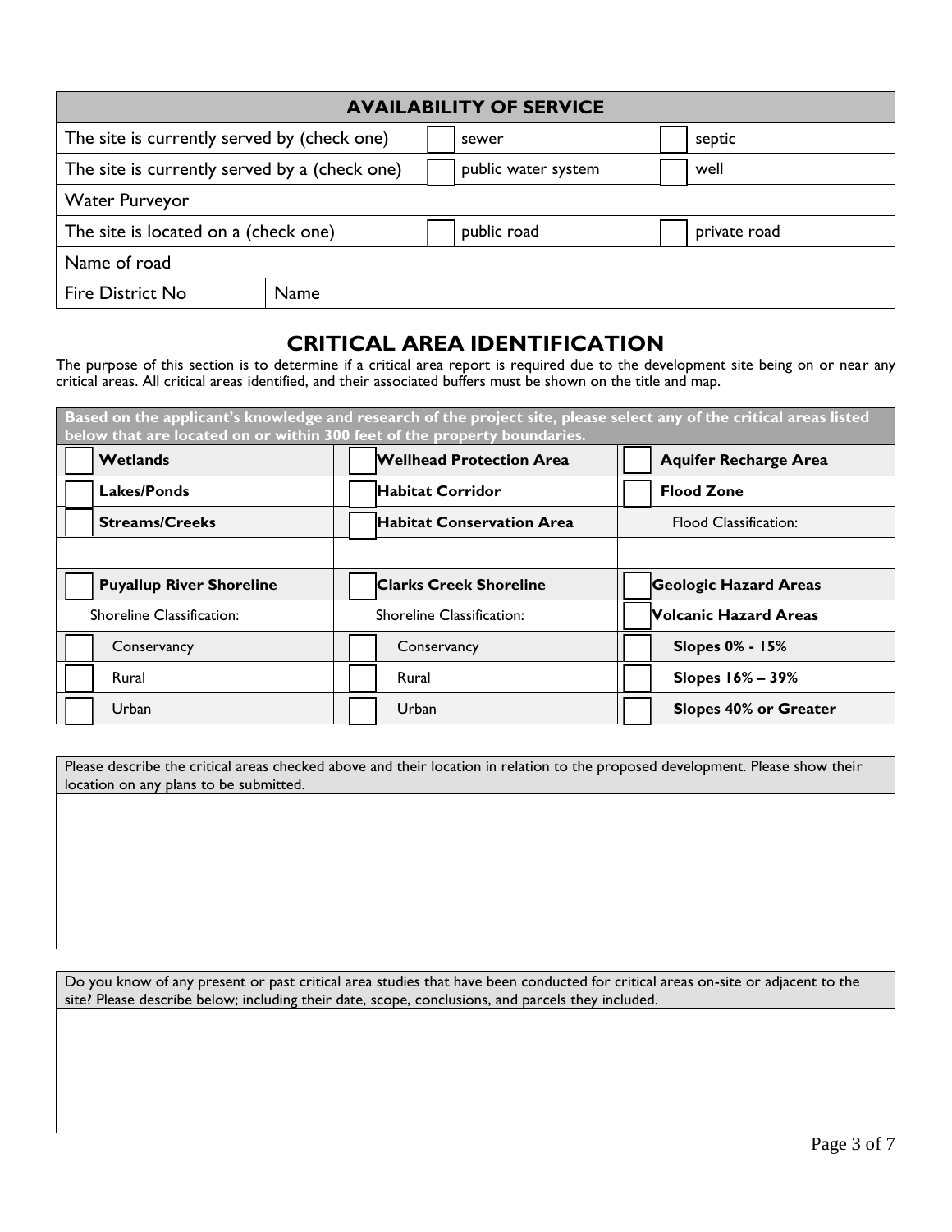| AVAILABILITY OF SERVICE | | | |
|---|---|---|---|
| The site is currently served by (check one) | | ☐ sewer | ☐ septic |
| The site is currently served by a (check one) | | ☐ public water system | ☐ well |
| Water Purveyor | | | |
| The site is located on a (check one) | | ☐ public road | ☐ private road |
| Name of road | | | |
| Fire District No | Name | | |

## CRITICAL AREA IDENTIFICATION

The purpose of this section is to determine if a critical area report is required due to the development site being on or near any critical areas. All critical areas identified, and their associated buffers must be shown on the title and map.

| Based on the applicant's knowledge and research of the project site, please select any of the critical areas listed below that are located on or within 300 feet of the property boundaries. | | |
|---|---|---|
| ☐ **Wetlands** | ☐ **Wellhead Protection Area** | ☐ **Aquifer Recharge Area** |
| ☐ **Lakes/Ponds** | ☐ **Habitat Corridor** | ☐ **Flood Zone** |
| ☐ **Streams/Creeks** | ☐ **Habitat Conservation Area** | Flood Classification: |
| | | |
| ☐ **Puyallup River Shoreline** | ☐ **Clarks Creek Shoreline** | ☐ **Geologic Hazard Areas** |
| Shoreline Classification: | Shoreline Classification: | ☐ **Volcanic Hazard Areas** |
| ☐ Conservancy | ☐ Conservancy | ☐ **Slopes 0% - 15%** |
| ☐ Rural | ☐ Rural | ☐ **Slopes 16% – 39%** |
| ☐ Urban | ☐ Urban | ☐ **Slopes 40% or Greater** |

| Please describe the critical areas checked above and their location in relation to the proposed development. Please show their location on any plans to be submitted. |
|---|
| |

| Do you know of any present or past critical area studies that have been conducted for critical areas on-site or adjacent to the site? Please describe below; including their date, scope, conclusions, and parcels they included. |
|---|
| |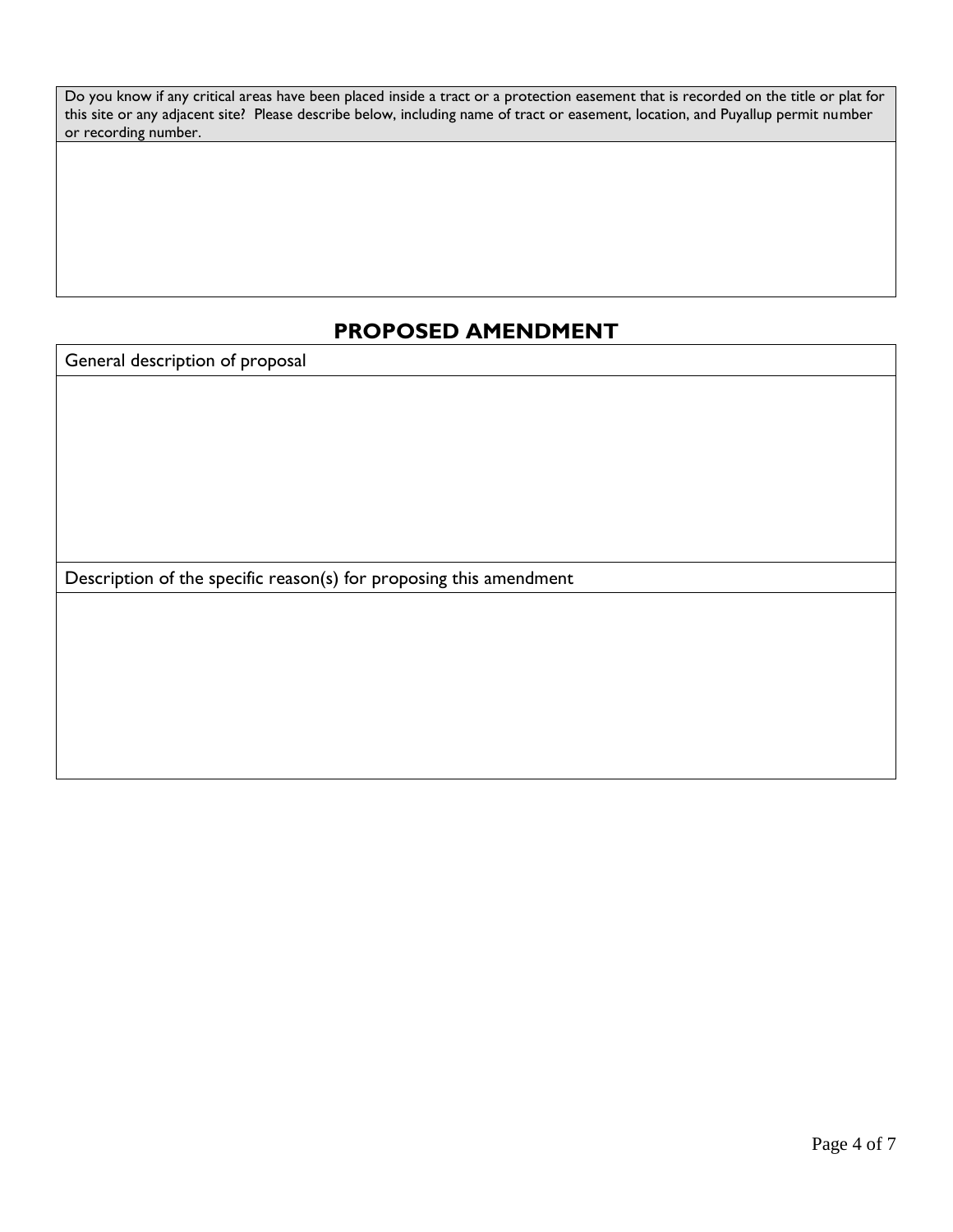| Do you know if any critical areas have been placed inside a tract or a protection easement that is recorded on the title or plat for this site or any adjacent site? Please describe below, including name of tract or easement, location, and Puyallup permit number or recording number. |
| --- |
| |

## PROPOSED AMENDMENT

| General description of proposal |
| --- |
| |
| Description of the specific reason(s) for proposing this amendment |
| |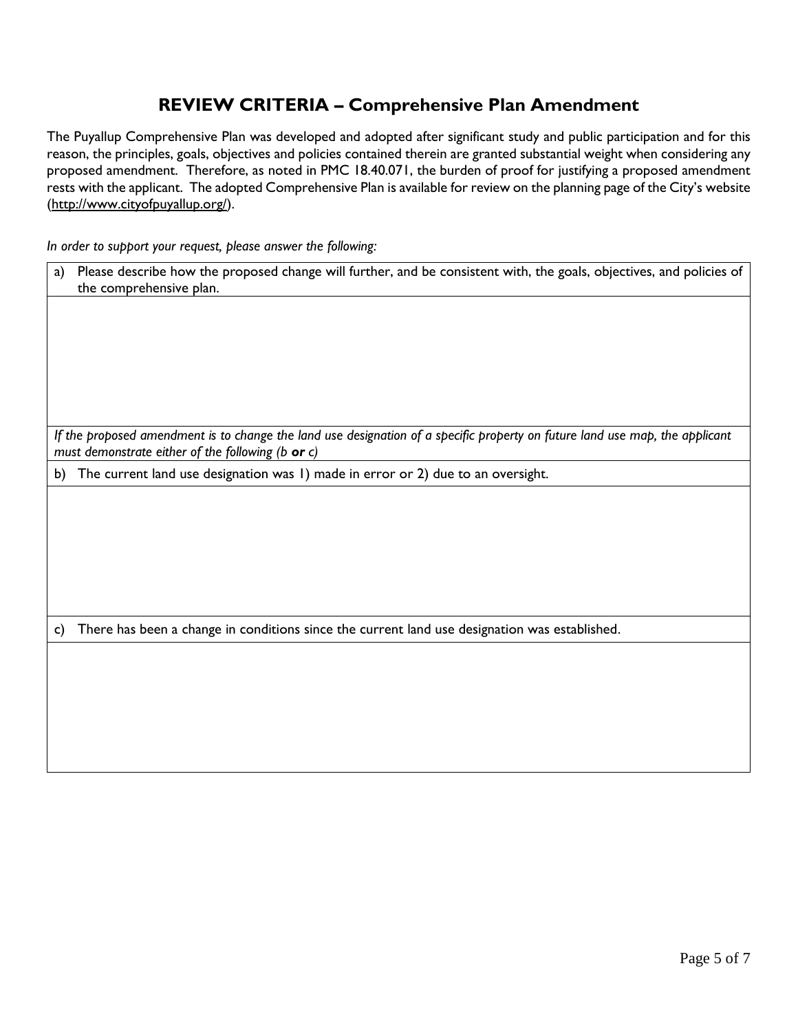## REVIEW CRITERIA – Comprehensive Plan Amendment

The Puyallup Comprehensive Plan was developed and adopted after significant study and public participation and for this reason, the principles, goals, objectives and policies contained therein are granted substantial weight when considering any proposed amendment. Therefore, as noted in PMC 18.40.071, the burden of proof for justifying a proposed amendment rests with the applicant. The adopted Comprehensive Plan is available for review on the planning page of the City's website (http://www.cityofpuyallup.org/).

*In order to support your request, please answer the following:*

| a) Please describe how the proposed change will further, and be consistent with, the goals, objectives, and policies of the comprehensive plan. |
|---|
| |
| *If the proposed amendment is to change the land use designation of a specific property on future land use map, the applicant must demonstrate either of the following (b **or** c)* |
| b) The current land use designation was 1) made in error or 2) due to an oversight. |
| |
| c) There has been a change in conditions since the current land use designation was established. |
| |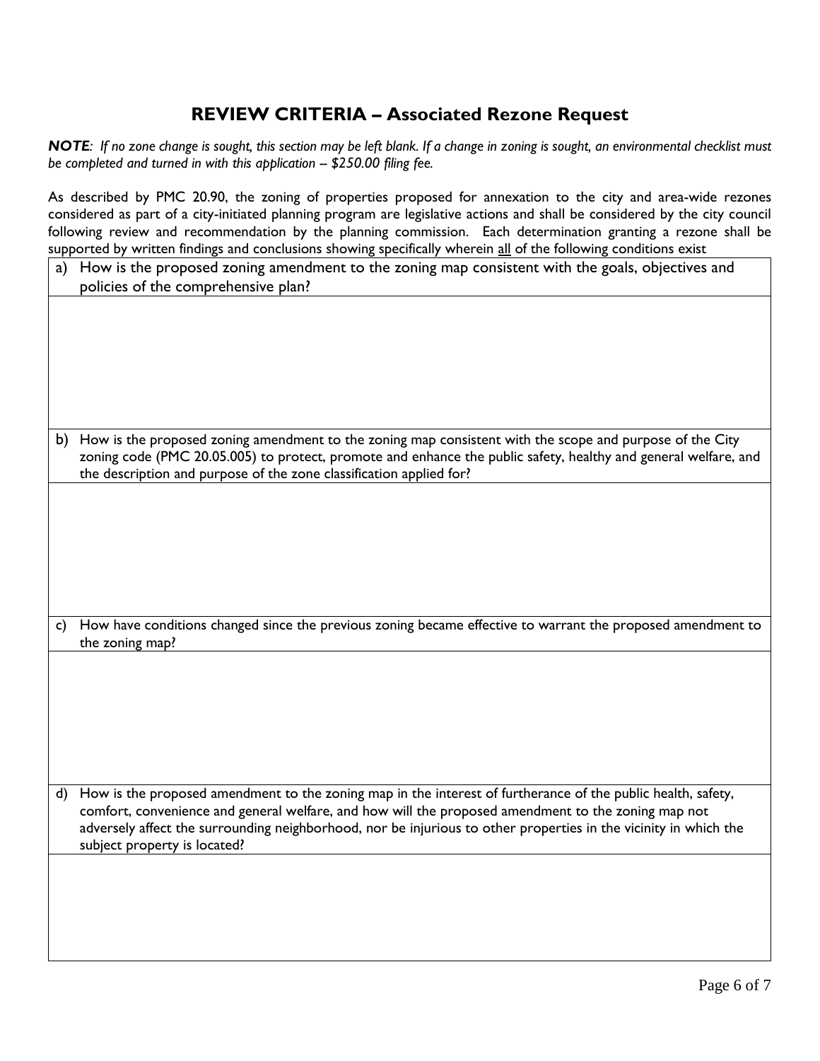## REVIEW CRITERIA – Associated Rezone Request

***NOTE**: If no zone change is sought, this section may be left blank. If a change in zoning is sought, an environmental checklist must be completed and turned in with this application -- $250.00 filing fee.*

As described by PMC 20.90, the zoning of properties proposed for annexation to the city and area-wide rezones considered as part of a city-initiated planning program are legislative actions and shall be considered by the city council following review and recommendation by the planning commission. Each determination granting a rezone shall be supported by written findings and conclusions showing specifically wherein <u>all</u> of the following conditions exist

a) How is the proposed zoning amendment to the zoning map consistent with the goals, objectives and policies of the comprehensive plan?

b) How is the proposed zoning amendment to the zoning map consistent with the scope and purpose of the City zoning code (PMC 20.05.005) to protect, promote and enhance the public safety, healthy and general welfare, and the description and purpose of the zone classification applied for?

c) How have conditions changed since the previous zoning became effective to warrant the proposed amendment to the zoning map?

d) How is the proposed amendment to the zoning map in the interest of furtherance of the public health, safety, comfort, convenience and general welfare, and how will the proposed amendment to the zoning map not adversely affect the surrounding neighborhood, nor be injurious to other properties in the vicinity in which the subject property is located?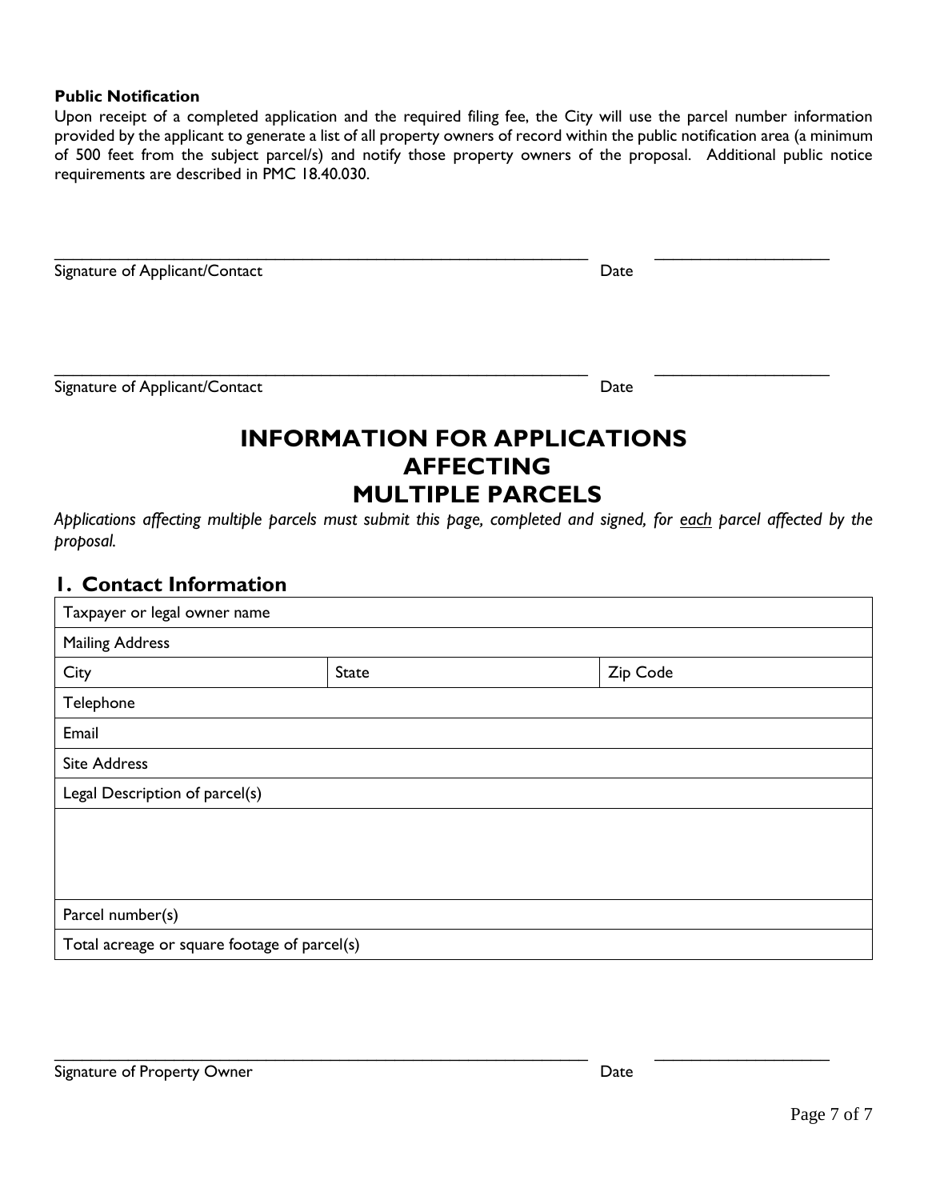**Public Notification**

Upon receipt of a completed application and the required filing fee, the City will use the parcel number information provided by the applicant to generate a list of all property owners of record within the public notification area (a minimum of 500 feet from the subject parcel/s) and notify those property owners of the proposal. Additional public notice requirements are described in PMC 18.40.030.

_______________________________________________ _______________

Signature of Applicant/Contact Date

_______________________________________________ _______________

Signature of Applicant/Contact Date

# INFORMATION FOR APPLICATIONS AFFECTING MULTIPLE PARCELS

*Applications affecting multiple parcels must submit this page, completed and signed, for each parcel affected by the proposal.*

## 1. Contact Information

| | | |
|---|---|---|
| Taxpayer or legal owner name | | |
| Mailing Address | | |
| City | State | Zip Code |
| Telephone | | |
| Email | | |
| Site Address | | |
| Legal Description of parcel(s) | | |
| | | |
| Parcel number(s) | | |
| Total acreage or square footage of parcel(s) | | |

_______________________________________________ _______________

Signature of Property Owner Date